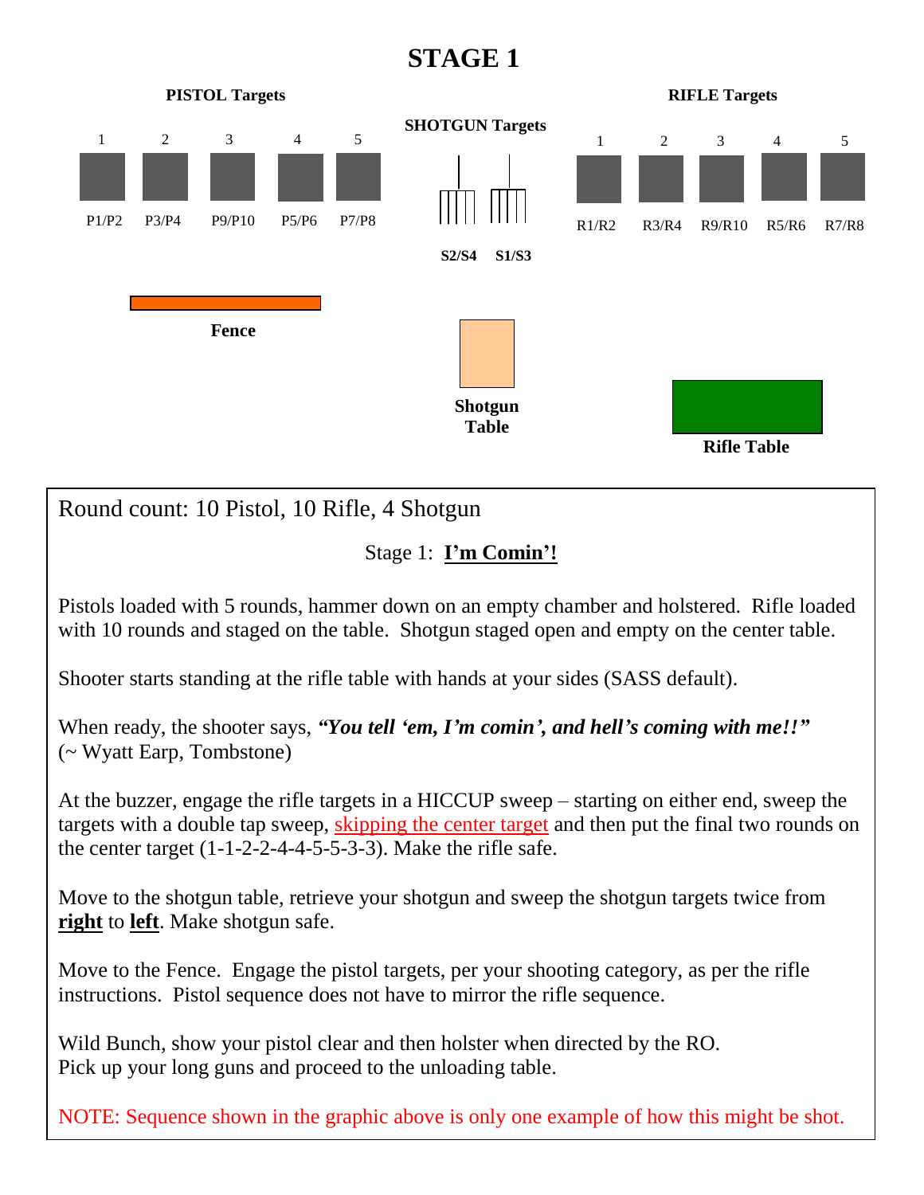# STAGE 1

**PISTOL Targets**

| 1 | 2 | 3 | 4 | 5 |
|---|---|---|---|---|
| P1/P2 | P3/P4 | P9/P10 | P5/P6 | P7/P8 |

**SHOTGUN Targets**

S2/S4 S1/S3

**RIFLE Targets**

| 1 | 2 | 3 | 4 | 5 |
|---|---|---|---|---|
| R1/R2 | R3/R4 | R9/R10 | R5/R6 | R7/R8 |

**Fence**

**Shotgun Table**

**Rifle Table**

Round count: 10 Pistol, 10 Rifle, 4 Shotgun

Stage 1: **I'm Comin'!**

Pistols loaded with 5 rounds, hammer down on an empty chamber and holstered. Rifle loaded with 10 rounds and staged on the table. Shotgun staged open and empty on the center table.

Shooter starts standing at the rifle table with hands at your sides (SASS default).

When ready, the shooter says, ***"You tell 'em, I'm comin', and hell's coming with me!!"*** (~ Wyatt Earp, Tombstone)

At the buzzer, engage the rifle targets in a HICCUP sweep – starting on either end, sweep the targets with a double tap sweep, skipping the center target and then put the final two rounds on the center target (1-1-2-2-4-4-5-5-3-3). Make the rifle safe.

Move to the shotgun table, retrieve your shotgun and sweep the shotgun targets twice from **right** to **left**. Make shotgun safe.

Move to the Fence. Engage the pistol targets, per your shooting category, as per the rifle instructions. Pistol sequence does not have to mirror the rifle sequence.

Wild Bunch, show your pistol clear and then holster when directed by the RO.
Pick up your long guns and proceed to the unloading table.

NOTE: Sequence shown in the graphic above is only one example of how this might be shot.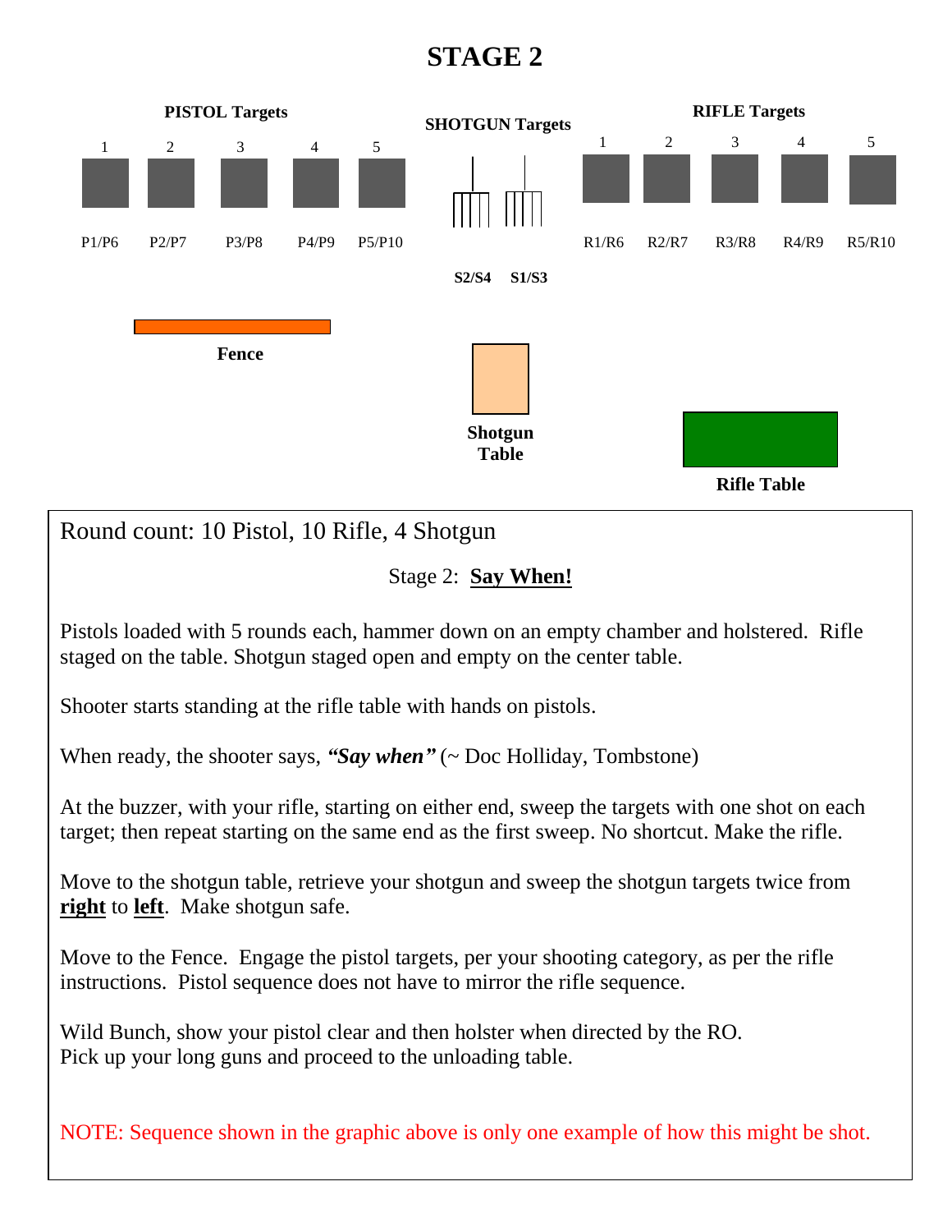# STAGE 2

**PISTOL Targets**

| 1 | 2 | 3 | 4 | 5 |
|---|---|---|---|---|
| P1/P6 | P2/P7 | P3/P8 | P4/P9 | P5/P10 |

**SHOTGUN Targets**

S2/S4 S1/S3

**RIFLE Targets**

| 1 | 2 | 3 | 4 | 5 |
|---|---|---|---|---|
| R1/R6 | R2/R7 | R3/R8 | R4/R9 | R5/R10 |

**Fence**

**Shotgun Table**

**Rifle Table**

Round count: 10 Pistol, 10 Rifle, 4 Shotgun

Stage 2: **Say When!**

Pistols loaded with 5 rounds each, hammer down on an empty chamber and holstered. Rifle staged on the table. Shotgun staged open and empty on the center table.

Shooter starts standing at the rifle table with hands on pistols.

When ready, the shooter says, ***"Say when"*** (~ Doc Holliday, Tombstone)

At the buzzer, with your rifle, starting on either end, sweep the targets with one shot on each target; then repeat starting on the same end as the first sweep. No shortcut. Make the rifle.

Move to the shotgun table, retrieve your shotgun and sweep the shotgun targets twice from **right** to **left**. Make shotgun safe.

Move to the Fence. Engage the pistol targets, per your shooting category, as per the rifle instructions. Pistol sequence does not have to mirror the rifle sequence.

Wild Bunch, show your pistol clear and then holster when directed by the RO.
Pick up your long guns and proceed to the unloading table.

NOTE: Sequence shown in the graphic above is only one example of how this might be shot.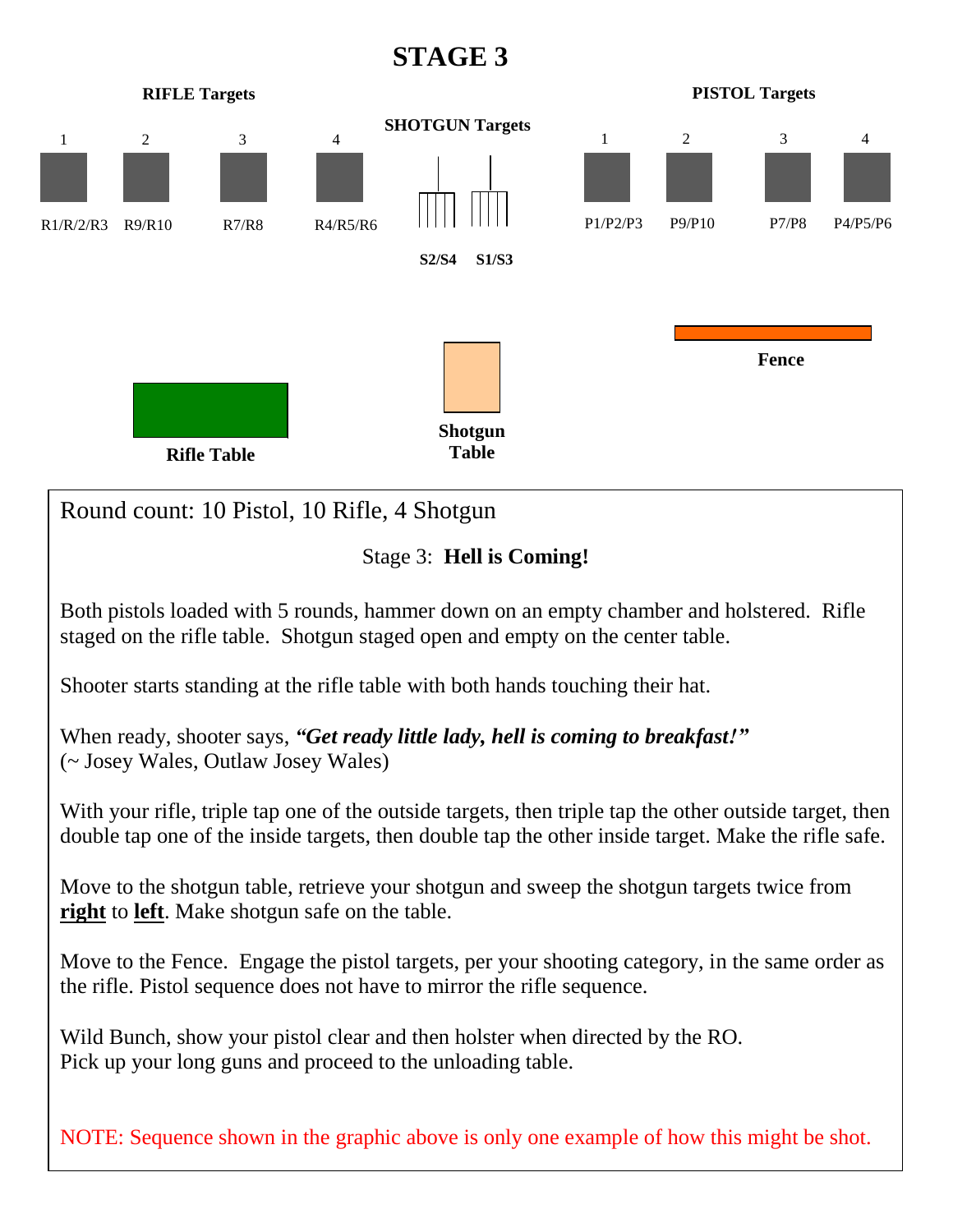# STAGE 3

**RIFLE Targets**

| 1 | 2 | 3 | 4 |
|---|---|---|---|
| R1/R/2/R3 | R9/R10 | R7/R8 | R4/R5/R6 |

**SHOTGUN Targets**

S2/S4 S1/S3

**PISTOL Targets**

| 1 | 2 | 3 | 4 |
|---|---|---|---|
| P1/P2/P3 | P9/P10 | P7/P8 | P4/P5/P6 |

**Fence**

**Rifle Table**

**Shotgun Table**

Round count: 10 Pistol, 10 Rifle, 4 Shotgun

Stage 3: **Hell is Coming!**

Both pistols loaded with 5 rounds, hammer down on an empty chamber and holstered. Rifle staged on the rifle table. Shotgun staged open and empty on the center table.

Shooter starts standing at the rifle table with both hands touching their hat.

When ready, shooter says, ***"Get ready little lady, hell is coming to breakfast!"***
(~ Josey Wales, Outlaw Josey Wales)

With your rifle, triple tap one of the outside targets, then triple tap the other outside target, then double tap one of the inside targets, then double tap the other inside target. Make the rifle safe.

Move to the shotgun table, retrieve your shotgun and sweep the shotgun targets twice from **right** to **left**. Make shotgun safe on the table.

Move to the Fence. Engage the pistol targets, per your shooting category, in the same order as the rifle. Pistol sequence does not have to mirror the rifle sequence.

Wild Bunch, show your pistol clear and then holster when directed by the RO.
Pick up your long guns and proceed to the unloading table.

NOTE: Sequence shown in the graphic above is only one example of how this might be shot.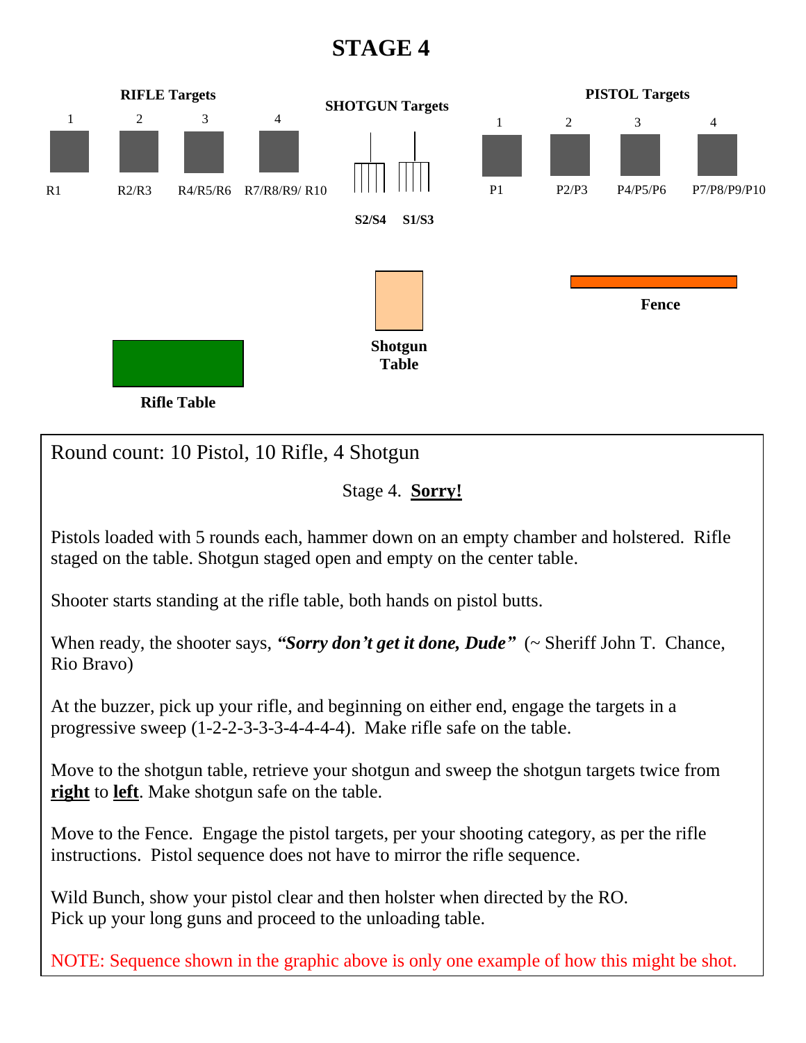# STAGE 4

**RIFLE Targets**

1 2 3 4

R1 R2/R3 R4/R5/R6 R7/R8/R9/ R10

**SHOTGUN Targets**

S2/S4 S1/S3

**PISTOL Targets**

1 2 3 4

P1 P2/P3 P4/P5/P6 P7/P8/P9/P10

**Fence**

**Shotgun Table**

**Rifle Table**

Round count: 10 Pistol, 10 Rifle, 4 Shotgun

Stage 4. **Sorry!**

Pistols loaded with 5 rounds each, hammer down on an empty chamber and holstered. Rifle staged on the table. Shotgun staged open and empty on the center table.

Shooter starts standing at the rifle table, both hands on pistol butts.

When ready, the shooter says, ***"Sorry don't get it done, Dude"*** (~ Sheriff John T. Chance, Rio Bravo)

At the buzzer, pick up your rifle, and beginning on either end, engage the targets in a progressive sweep (1-2-2-3-3-3-4-4-4-4). Make rifle safe on the table.

Move to the shotgun table, retrieve your shotgun and sweep the shotgun targets twice from **right** to **left**. Make shotgun safe on the table.

Move to the Fence. Engage the pistol targets, per your shooting category, as per the rifle instructions. Pistol sequence does not have to mirror the rifle sequence.

Wild Bunch, show your pistol clear and then holster when directed by the RO.
Pick up your long guns and proceed to the unloading table.

NOTE: Sequence shown in the graphic above is only one example of how this might be shot.